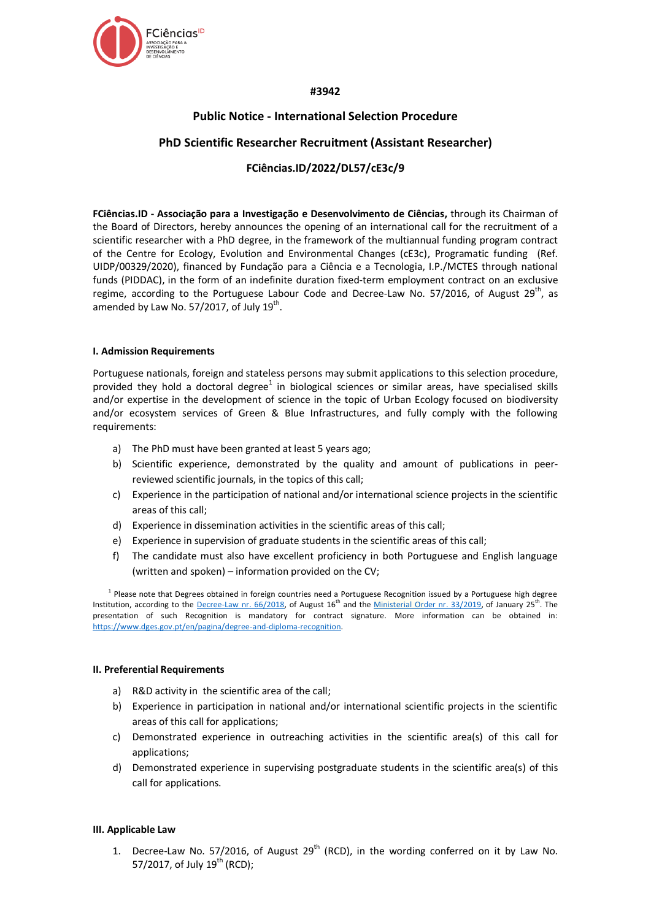#3942

# Public Notice - International Selection Procedure

## PhD Scientific Researcher Recruitment (Assistant Researcher)

### FCiências.ID/2022/DL57/cE3c/9

**FCiências.ID - Associação para a Investigação e Desenvolvimento de Ciências,** through its Chairman of the Board of Directors, hereby announces the opening of an international call for the recruitment of a scientific researcher with a PhD degree, in the framework of the multiannual funding program contract of the Centre for Ecology, Evolution and Environmental Changes (cE3c), Programatic funding (Ref. UIDP/00329/2020), financed by Fundação para a Ciência e a Tecnologia, I.P./MCTES through national funds (PIDDAC), in the form of an indefinite duration fixed-term employment contract on an exclusive regime, according to the Portuguese Labour Code and Decree-Law No. 57/2016, of August 29th, as amended by Law No. 57/2017, of July 19th.

#### I. Admission Requirements

Portuguese nationals, foreign and stateless persons may submit applications to this selection procedure, provided they hold a doctoral degree[1] in biological sciences or similar areas, have specialised skills and/or expertise in the development of science in the topic of Urban Ecology focused on biodiversity and/or ecosystem services of Green & Blue Infrastructures, and fully comply with the following requirements:

a) The PhD must have been granted at least 5 years ago;
b) Scientific experience, demonstrated by the quality and amount of publications in peer-reviewed scientific journals, in the topics of this call;
c) Experience in the participation of national and/or international science projects in the scientific areas of this call;
d) Experience in dissemination activities in the scientific areas of this call;
e) Experience in supervision of graduate students in the scientific areas of this call;
f) The candidate must also have excellent proficiency in both Portuguese and English language (written and spoken) – information provided on the CV;

[1] Please note that Degrees obtained in foreign countries need a Portuguese Recognition issued by a Portuguese high degree Institution, according to the Decree-Law nr. 66/2018, of August 16th and the Ministerial Order nr. 33/2019, of January 25th. The presentation of such Recognition is mandatory for contract signature. More information can be obtained in: https://www.dges.gov.pt/en/pagina/degree-and-diploma-recognition.

#### II. Preferential Requirements

a) R&D activity in the scientific area of the call;
b) Experience in participation in national and/or international scientific projects in the scientific areas of this call for applications;
c) Demonstrated experience in outreaching activities in the scientific area(s) of this call for applications;
d) Demonstrated experience in supervising postgraduate students in the scientific area(s) of this call for applications.

#### III. Applicable Law

1. Decree-Law No. 57/2016, of August 29th (RCD), in the wording conferred on it by Law No. 57/2017, of July 19th (RCD);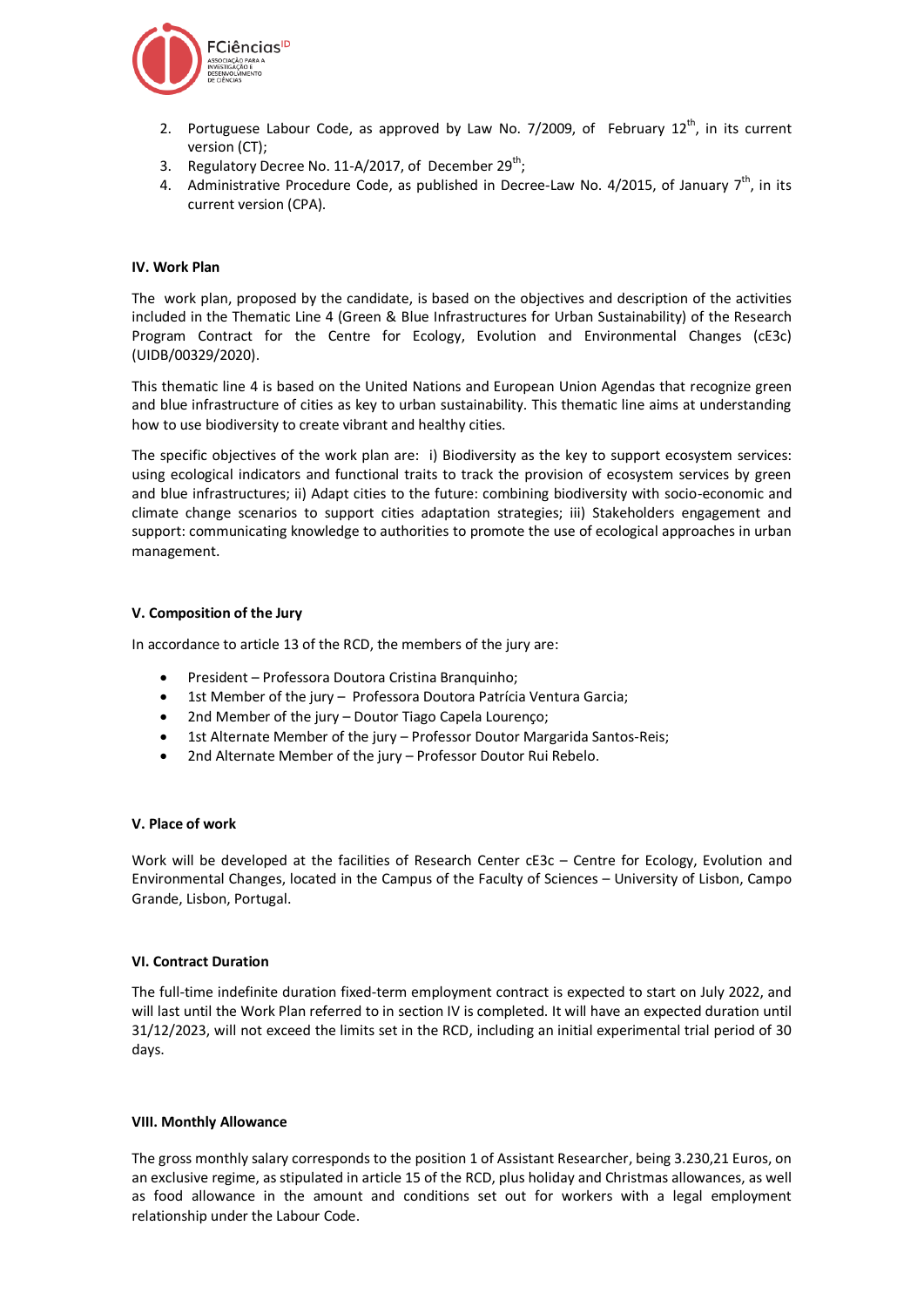2. Portuguese Labour Code, as approved by Law No. 7/2009, of February 12th, in its current version (CT);
3. Regulatory Decree No. 11-A/2017, of December 29th;
4. Administrative Procedure Code, as published in Decree-Law No. 4/2015, of January 7th, in its current version (CPA).

### IV. Work Plan

The work plan, proposed by the candidate, is based on the objectives and description of the activities included in the Thematic Line 4 (Green & Blue Infrastructures for Urban Sustainability) of the Research Program Contract for the Centre for Ecology, Evolution and Environmental Changes (cE3c) (UIDB/00329/2020).

This thematic line 4 is based on the United Nations and European Union Agendas that recognize green and blue infrastructure of cities as key to urban sustainability. This thematic line aims at understanding how to use biodiversity to create vibrant and healthy cities.

The specific objectives of the work plan are: i) Biodiversity as the key to support ecosystem services: using ecological indicators and functional traits to track the provision of ecosystem services by green and blue infrastructures; ii) Adapt cities to the future: combining biodiversity with socio-economic and climate change scenarios to support cities adaptation strategies; iii) Stakeholders engagement and support: communicating knowledge to authorities to promote the use of ecological approaches in urban management.

### V. Composition of the Jury

In accordance to article 13 of the RCD, the members of the jury are:

- President – Professora Doutora Cristina Branquinho;
- 1st Member of the jury – Professora Doutora Patrícia Ventura Garcia;
- 2nd Member of the jury – Doutor Tiago Capela Lourenço;
- 1st Alternate Member of the jury – Professor Doutor Margarida Santos-Reis;
- 2nd Alternate Member of the jury – Professor Doutor Rui Rebelo.

### V. Place of work

Work will be developed at the facilities of Research Center cE3c – Centre for Ecology, Evolution and Environmental Changes, located in the Campus of the Faculty of Sciences – University of Lisbon, Campo Grande, Lisbon, Portugal.

### VI. Contract Duration

The full-time indefinite duration fixed-term employment contract is expected to start on July 2022, and will last until the Work Plan referred to in section IV is completed. It will have an expected duration until 31/12/2023, will not exceed the limits set in the RCD, including an initial experimental trial period of 30 days.

### VIII. Monthly Allowance

The gross monthly salary corresponds to the position 1 of Assistant Researcher, being 3.230,21 Euros, on an exclusive regime, as stipulated in article 15 of the RCD, plus holiday and Christmas allowances, as well as food allowance in the amount and conditions set out for workers with a legal employment relationship under the Labour Code.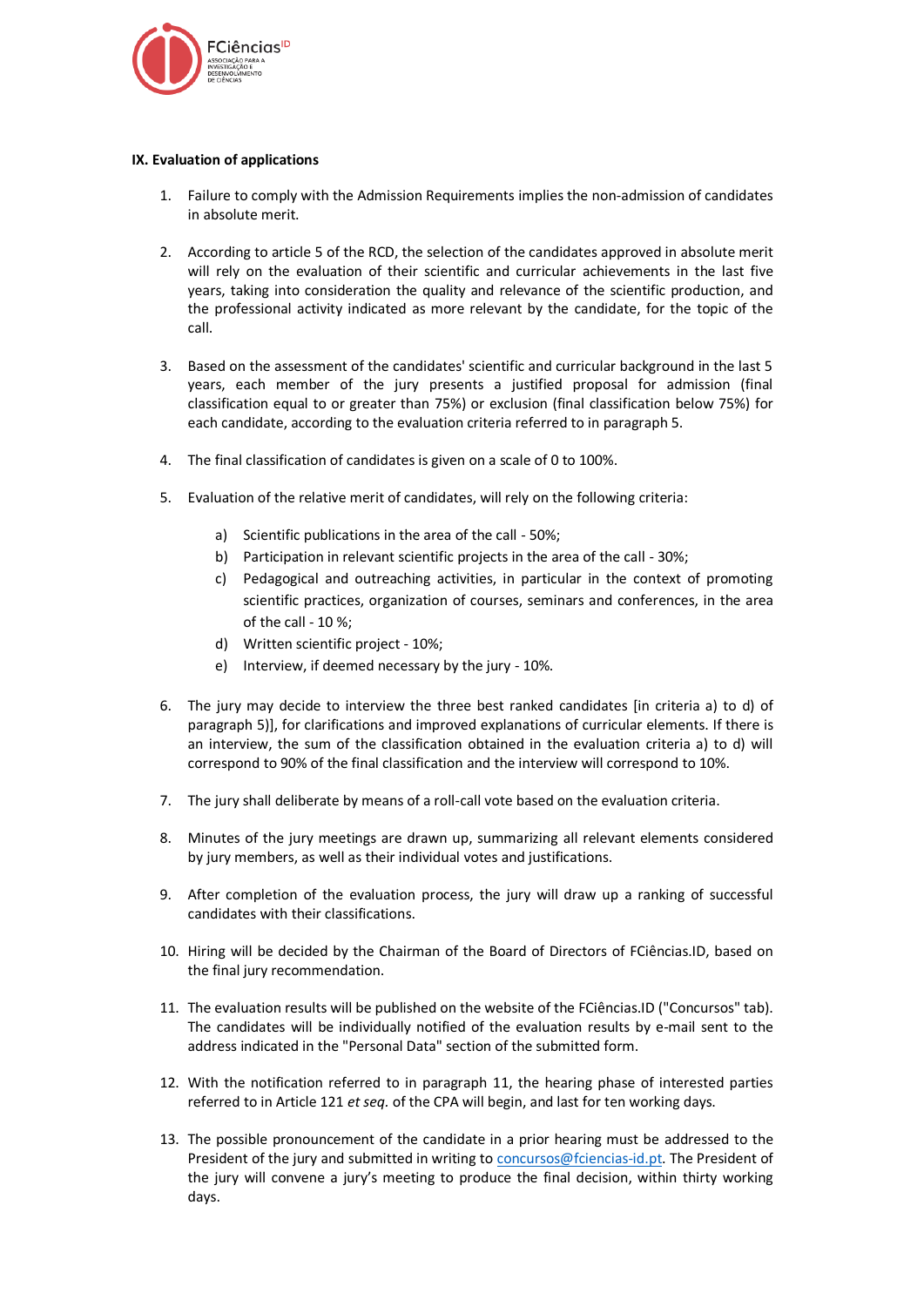**IX. Evaluation of applications**

1. Failure to comply with the Admission Requirements implies the non-admission of candidates in absolute merit.

2. According to article 5 of the RCD, the selection of the candidates approved in absolute merit will rely on the evaluation of their scientific and curricular achievements in the last five years, taking into consideration the quality and relevance of the scientific production, and the professional activity indicated as more relevant by the candidate, for the topic of the call.

3. Based on the assessment of the candidates' scientific and curricular background in the last 5 years, each member of the jury presents a justified proposal for admission (final classification equal to or greater than 75%) or exclusion (final classification below 75%) for each candidate, according to the evaluation criteria referred to in paragraph 5.

4. The final classification of candidates is given on a scale of 0 to 100%.

5. Evaluation of the relative merit of candidates, will rely on the following criteria:

   a) Scientific publications in the area of the call - 50%;
   b) Participation in relevant scientific projects in the area of the call - 30%;
   c) Pedagogical and outreaching activities, in particular in the context of promoting scientific practices, organization of courses, seminars and conferences, in the area of the call - 10 %;
   d) Written scientific project - 10%;
   e) Interview, if deemed necessary by the jury - 10%.

6. The jury may decide to interview the three best ranked candidates [in criteria a) to d) of paragraph 5)], for clarifications and improved explanations of curricular elements. If there is an interview, the sum of the classification obtained in the evaluation criteria a) to d) will correspond to 90% of the final classification and the interview will correspond to 10%.

7. The jury shall deliberate by means of a roll-call vote based on the evaluation criteria.

8. Minutes of the jury meetings are drawn up, summarizing all relevant elements considered by jury members, as well as their individual votes and justifications.

9. After completion of the evaluation process, the jury will draw up a ranking of successful candidates with their classifications.

10. Hiring will be decided by the Chairman of the Board of Directors of FCiências.ID, based on the final jury recommendation.

11. The evaluation results will be published on the website of the FCiências.ID ("Concursos" tab). The candidates will be individually notified of the evaluation results by e-mail sent to the address indicated in the "Personal Data" section of the submitted form.

12. With the notification referred to in paragraph 11, the hearing phase of interested parties referred to in Article 121 *et seq.* of the CPA will begin, and last for ten working days.

13. The possible pronouncement of the candidate in a prior hearing must be addressed to the President of the jury and submitted in writing to concursos@fciencias-id.pt. The President of the jury will convene a jury's meeting to produce the final decision, within thirty working days.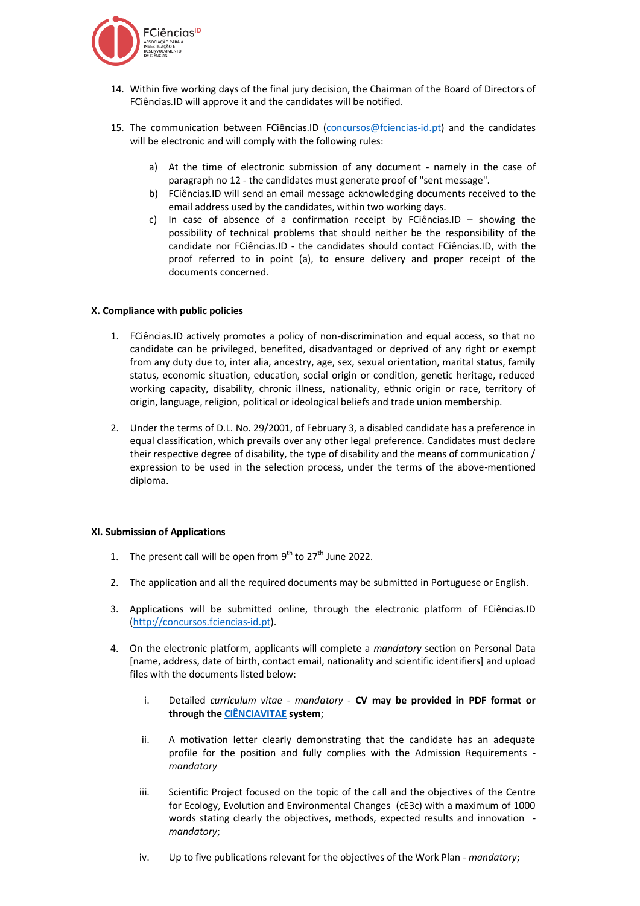14. Within five working days of the final jury decision, the Chairman of the Board of Directors of FCiências.ID will approve it and the candidates will be notified.

15. The communication between FCiências.ID (concursos@fciencias-id.pt) and the candidates will be electronic and will comply with the following rules:

    a) At the time of electronic submission of any document - namely in the case of paragraph no 12 - the candidates must generate proof of "sent message".
    b) FCiências.ID will send an email message acknowledging documents received to the email address used by the candidates, within two working days.
    c) In case of absence of a confirmation receipt by FCiências.ID – showing the possibility of technical problems that should neither be the responsibility of the candidate nor FCiências.ID - the candidates should contact FCiências.ID, with the proof referred to in point (a), to ensure delivery and proper receipt of the documents concerned.

**X. Compliance with public policies**

1. FCiências.ID actively promotes a policy of non-discrimination and equal access, so that no candidate can be privileged, benefited, disadvantaged or deprived of any right or exempt from any duty due to, inter alia, ancestry, age, sex, sexual orientation, marital status, family status, economic situation, education, social origin or condition, genetic heritage, reduced working capacity, disability, chronic illness, nationality, ethnic origin or race, territory of origin, language, religion, political or ideological beliefs and trade union membership.

2. Under the terms of D.L. No. 29/2001, of February 3, a disabled candidate has a preference in equal classification, which prevails over any other legal preference. Candidates must declare their respective degree of disability, the type of disability and the means of communication / expression to be used in the selection process, under the terms of the above-mentioned diploma.

**XI. Submission of Applications**

1. The present call will be open from 9th to 27th June 2022.

2. The application and all the required documents may be submitted in Portuguese or English.

3. Applications will be submitted online, through the electronic platform of FCiências.ID (http://concursos.fciencias-id.pt).

4. On the electronic platform, applicants will complete a *mandatory* section on Personal Data [name, address, date of birth, contact email, nationality and scientific identifiers] and upload files with the documents listed below:

    i. Detailed *curriculum vitae* - *mandatory* - **CV may be provided in PDF format or through the CIÊNCIAVITAE system**;

    ii. A motivation letter clearly demonstrating that the candidate has an adequate profile for the position and fully complies with the Admission Requirements - *mandatory*

    iii. Scientific Project focused on the topic of the call and the objectives of the Centre for Ecology, Evolution and Environmental Changes (cE3c) with a maximum of 1000 words stating clearly the objectives, methods, expected results and innovation - *mandatory*;

    iv. Up to five publications relevant for the objectives of the Work Plan - *mandatory*;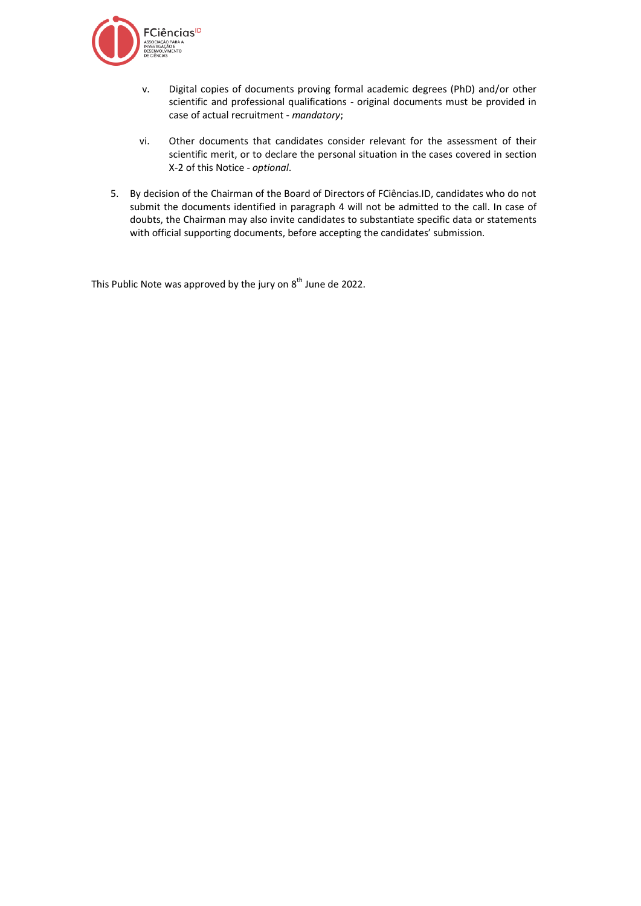v. Digital copies of documents proving formal academic degrees (PhD) and/or other scientific and professional qualifications - original documents must be provided in case of actual recruitment - *mandatory*;

vi. Other documents that candidates consider relevant for the assessment of their scientific merit, or to declare the personal situation in the cases covered in section X-2 of this Notice - *optional*.

5. By decision of the Chairman of the Board of Directors of FCiências.ID, candidates who do not submit the documents identified in paragraph 4 will not be admitted to the call. In case of doubts, the Chairman may also invite candidates to substantiate specific data or statements with official supporting documents, before accepting the candidates' submission.

This Public Note was approved by the jury on 8th June de 2022.